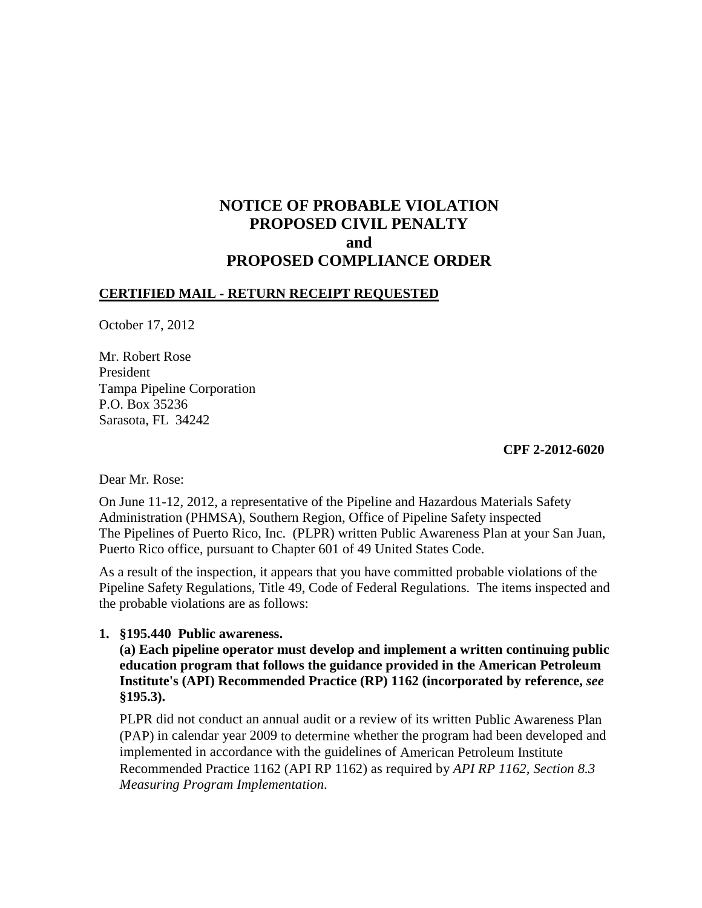# NOTICE OF PROBABLE VIOLATION
# PROPOSED CIVIL PENALTY
# and
# PROPOSED COMPLIANCE ORDER

**CERTIFIED MAIL - RETURN RECEIPT REQUESTED**

October 17, 2012

Mr. Robert Rose
President
Tampa Pipeline Corporation
P.O. Box 35236
Sarasota, FL 34242

**CPF 2-2012-6020**

Dear Mr. Rose:

On June 11-12, 2012, a representative of the Pipeline and Hazardous Materials Safety Administration (PHMSA), Southern Region, Office of Pipeline Safety inspected The Pipelines of Puerto Rico, Inc. (PLPR) written Public Awareness Plan at your San Juan, Puerto Rico office, pursuant to Chapter 601 of 49 United States Code.

As a result of the inspection, it appears that you have committed probable violations of the Pipeline Safety Regulations, Title 49, Code of Federal Regulations. The items inspected and the probable violations are as follows:

1. **§195.440 Public awareness.**

   **(a) Each pipeline operator must develop and implement a written continuing public education program that follows the guidance provided in the American Petroleum Institute's (API) Recommended Practice (RP) 1162 (incorporated by reference, *see* §195.3).**

   PLPR did not conduct an annual audit or a review of its written Public Awareness Plan (PAP) in calendar year 2009 to determine whether the program had been developed and implemented in accordance with the guidelines of American Petroleum Institute Recommended Practice 1162 (API RP 1162) as required by *API RP 1162, Section 8.3 Measuring Program Implementation.*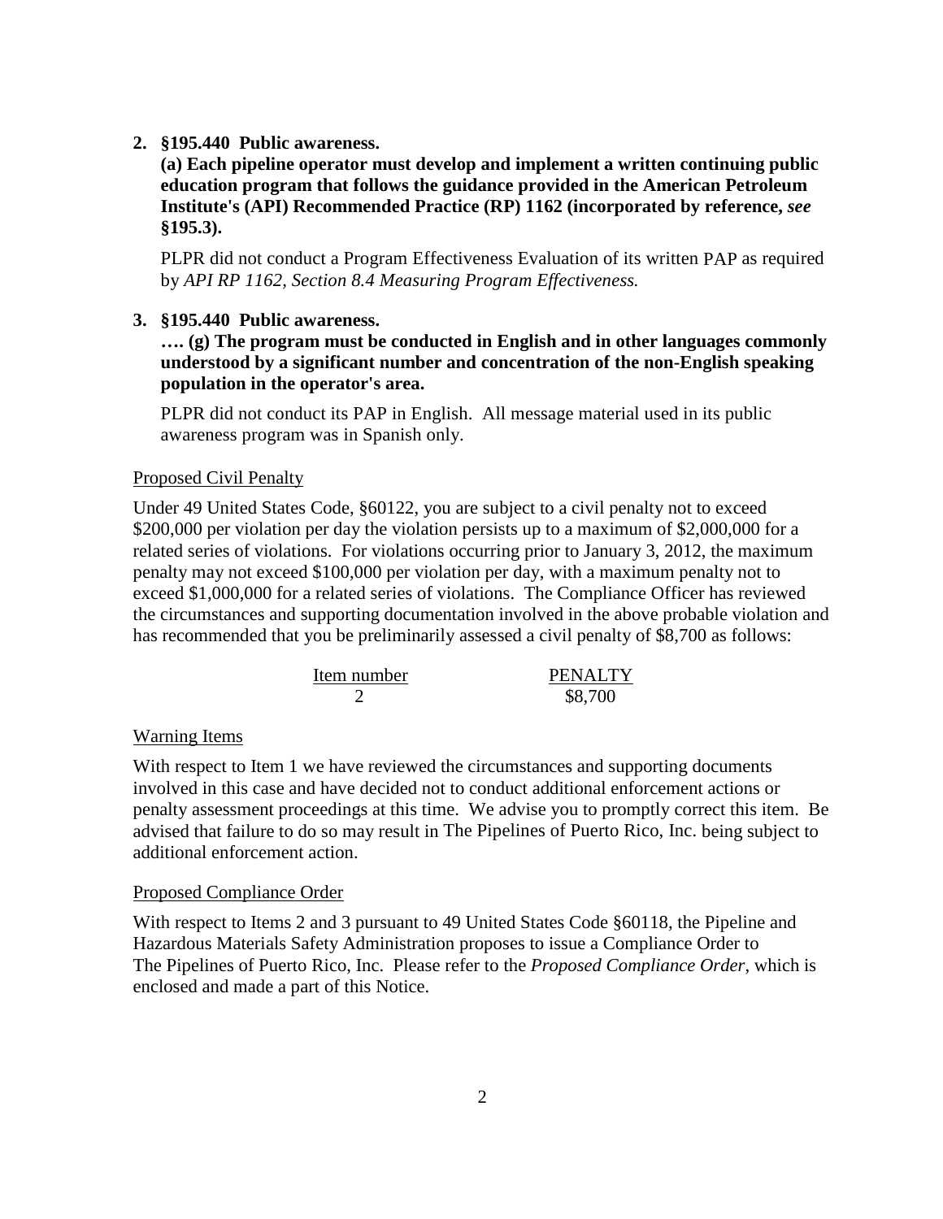2. **§195.440 Public awareness.**

   **(a) Each pipeline operator must develop and implement a written continuing public education program that follows the guidance provided in the American Petroleum Institute's (API) Recommended Practice (RP) 1162 (incorporated by reference, *see* §195.3).**

   PLPR did not conduct a Program Effectiveness Evaluation of its written PAP as required by *API RP 1162, Section 8.4 Measuring Program Effectiveness.*

3. **§195.440 Public awareness.**

   **…. (g) The program must be conducted in English and in other languages commonly understood by a significant number and concentration of the non-English speaking population in the operator's area.**

   PLPR did not conduct its PAP in English. All message material used in its public awareness program was in Spanish only.

Proposed Civil Penalty

Under 49 United States Code, §60122, you are subject to a civil penalty not to exceed $200,000 per violation per day the violation persists up to a maximum of $2,000,000 for a related series of violations. For violations occurring prior to January 3, 2012, the maximum penalty may not exceed $100,000 per violation per day, with a maximum penalty not to exceed $1,000,000 for a related series of violations. The Compliance Officer has reviewed the circumstances and supporting documentation involved in the above probable violation and has recommended that you be preliminarily assessed a civil penalty of $8,700 as follows:

| Item number | PENALTY |
| --- | --- |
| 2 | $8,700 |

Warning Items

With respect to Item 1 we have reviewed the circumstances and supporting documents involved in this case and have decided not to conduct additional enforcement actions or penalty assessment proceedings at this time. We advise you to promptly correct this item. Be advised that failure to do so may result in The Pipelines of Puerto Rico, Inc. being subject to additional enforcement action.

Proposed Compliance Order

With respect to Items 2 and 3 pursuant to 49 United States Code §60118, the Pipeline and Hazardous Materials Safety Administration proposes to issue a Compliance Order to The Pipelines of Puerto Rico, Inc. Please refer to the *Proposed Compliance Order*, which is enclosed and made a part of this Notice.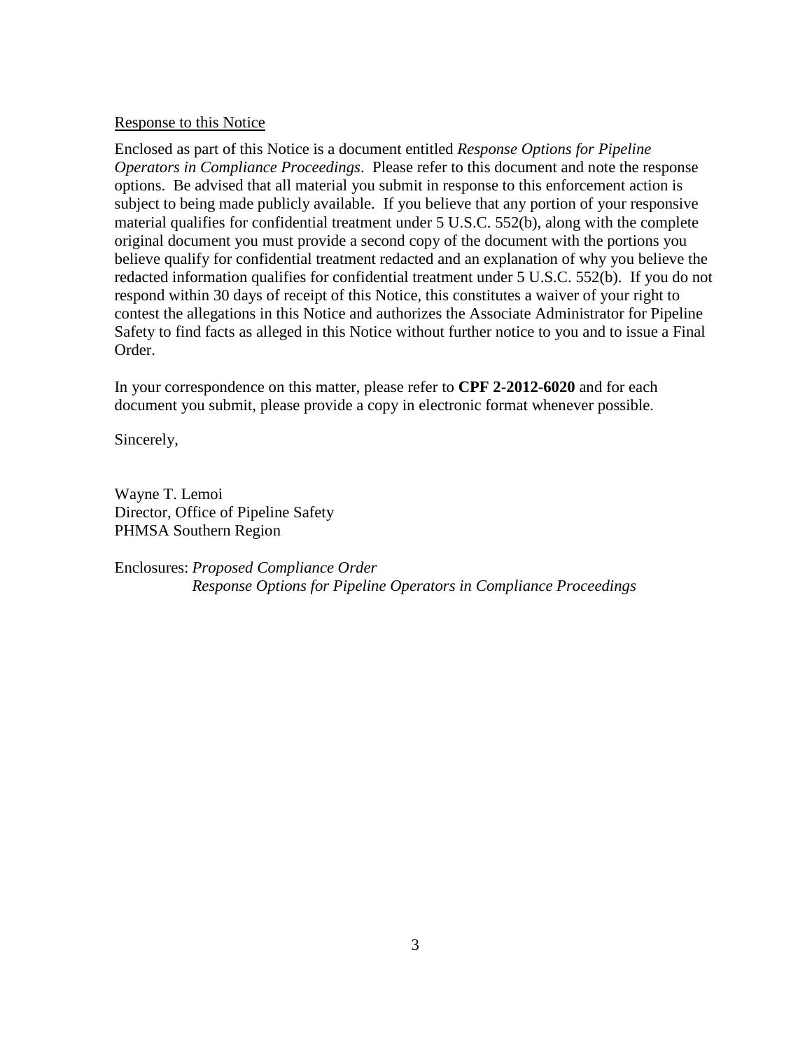<u>Response to this Notice</u>

Enclosed as part of this Notice is a document entitled *Response Options for Pipeline Operators in Compliance Proceedings*. Please refer to this document and note the response options. Be advised that all material you submit in response to this enforcement action is subject to being made publicly available. If you believe that any portion of your responsive material qualifies for confidential treatment under 5 U.S.C. 552(b), along with the complete original document you must provide a second copy of the document with the portions you believe qualify for confidential treatment redacted and an explanation of why you believe the redacted information qualifies for confidential treatment under 5 U.S.C. 552(b). If you do not respond within 30 days of receipt of this Notice, this constitutes a waiver of your right to contest the allegations in this Notice and authorizes the Associate Administrator for Pipeline Safety to find facts as alleged in this Notice without further notice to you and to issue a Final Order.

In your correspondence on this matter, please refer to **CPF 2-2012-6020** and for each document you submit, please provide a copy in electronic format whenever possible.

Sincerely,

Wayne T. Lemoi
Director, Office of Pipeline Safety
PHMSA Southern Region

Enclosures: *Proposed Compliance Order*
*Response Options for Pipeline Operators in Compliance Proceedings*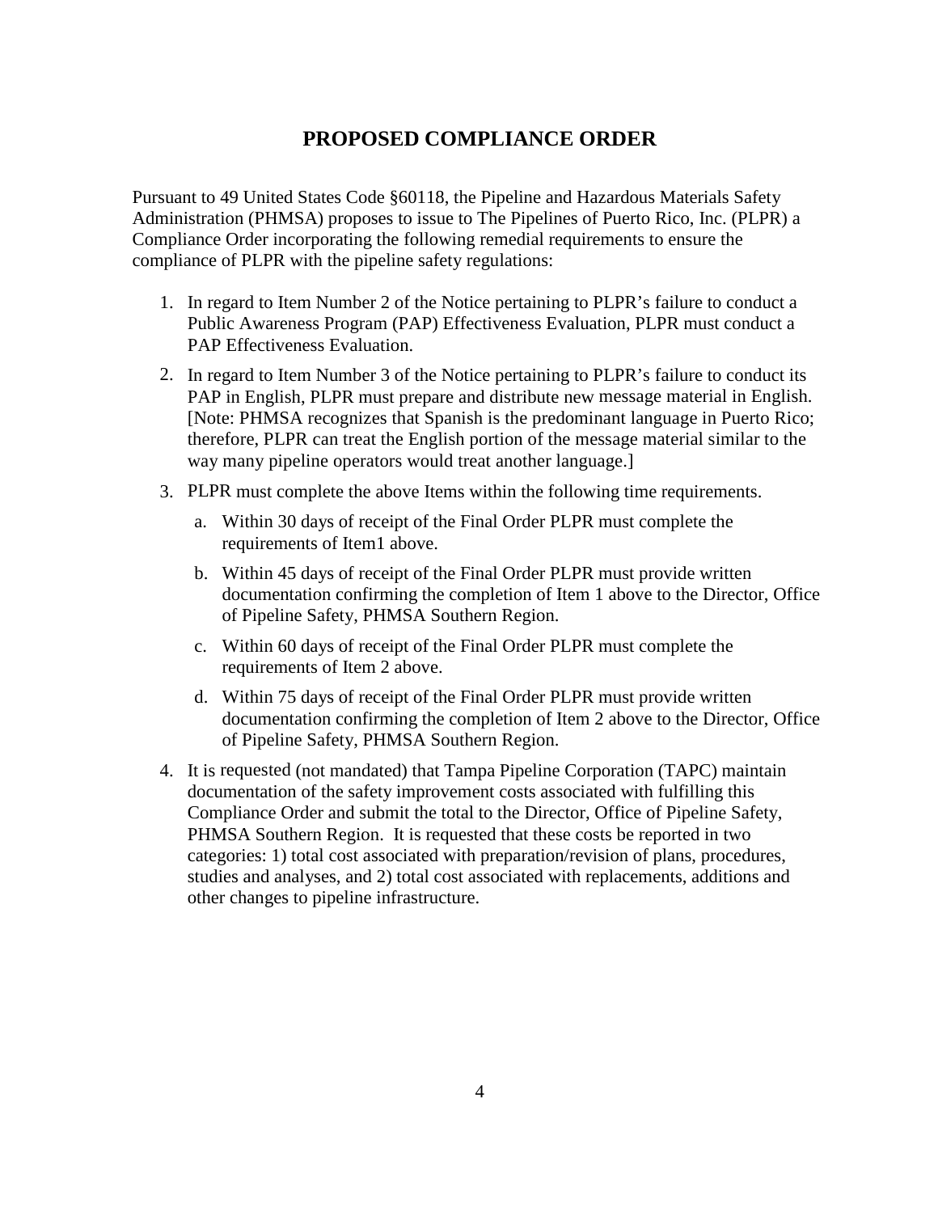# PROPOSED COMPLIANCE ORDER

Pursuant to 49 United States Code §60118, the Pipeline and Hazardous Materials Safety Administration (PHMSA) proposes to issue to The Pipelines of Puerto Rico, Inc. (PLPR) a Compliance Order incorporating the following remedial requirements to ensure the compliance of PLPR with the pipeline safety regulations:

1. In regard to Item Number 2 of the Notice pertaining to PLPR's failure to conduct a Public Awareness Program (PAP) Effectiveness Evaluation, PLPR must conduct a PAP Effectiveness Evaluation.
2. In regard to Item Number 3 of the Notice pertaining to PLPR's failure to conduct its PAP in English, PLPR must prepare and distribute new message material in English. [Note: PHMSA recognizes that Spanish is the predominant language in Puerto Rico; therefore, PLPR can treat the English portion of the message material similar to the way many pipeline operators would treat another language.]
3. PLPR must complete the above Items within the following time requirements.
   a. Within 30 days of receipt of the Final Order PLPR must complete the requirements of Item1 above.
   b. Within 45 days of receipt of the Final Order PLPR must provide written documentation confirming the completion of Item 1 above to the Director, Office of Pipeline Safety, PHMSA Southern Region.
   c. Within 60 days of receipt of the Final Order PLPR must complete the requirements of Item 2 above.
   d. Within 75 days of receipt of the Final Order PLPR must provide written documentation confirming the completion of Item 2 above to the Director, Office of Pipeline Safety, PHMSA Southern Region.
4. It is requested (not mandated) that Tampa Pipeline Corporation (TAPC) maintain documentation of the safety improvement costs associated with fulfilling this Compliance Order and submit the total to the Director, Office of Pipeline Safety, PHMSA Southern Region. It is requested that these costs be reported in two categories: 1) total cost associated with preparation/revision of plans, procedures, studies and analyses, and 2) total cost associated with replacements, additions and other changes to pipeline infrastructure.